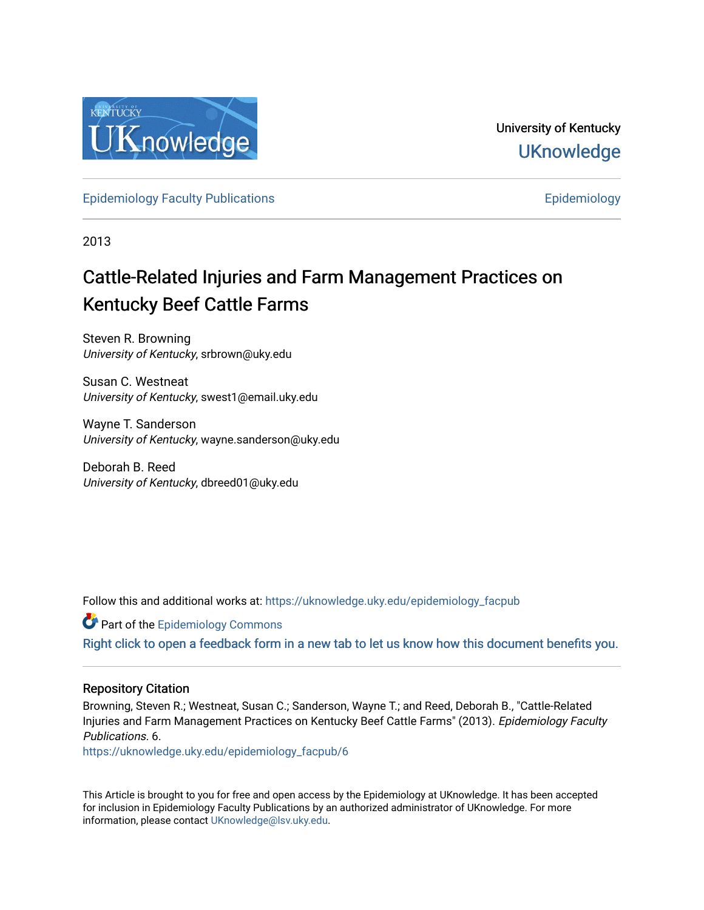University of Kentucky

UKnowledge

Epidemiology Faculty Publications

Epidemiology

2013

# Cattle-Related Injuries and Farm Management Practices on Kentucky Beef Cattle Farms

Steven R. Browning
*University of Kentucky*, srbrown@uky.edu

Susan C. Westneat
*University of Kentucky*, swest1@email.uky.edu

Wayne T. Sanderson
*University of Kentucky*, wayne.sanderson@uky.edu

Deborah B. Reed
*University of Kentucky*, dbreed01@uky.edu

Follow this and additional works at: https://uknowledge.uky.edu/epidemiology_facpub

Part of the Epidemiology Commons

Right click to open a feedback form in a new tab to let us know how this document benefits you.

## Repository Citation

Browning, Steven R.; Westneat, Susan C.; Sanderson, Wayne T.; and Reed, Deborah B., "Cattle-Related Injuries and Farm Management Practices on Kentucky Beef Cattle Farms" (2013). *Epidemiology Faculty Publications*. 6.
https://uknowledge.uky.edu/epidemiology_facpub/6

This Article is brought to you for free and open access by the Epidemiology at UKnowledge. It has been accepted for inclusion in Epidemiology Faculty Publications by an authorized administrator of UKnowledge. For more information, please contact UKnowledge@lsv.uky.edu.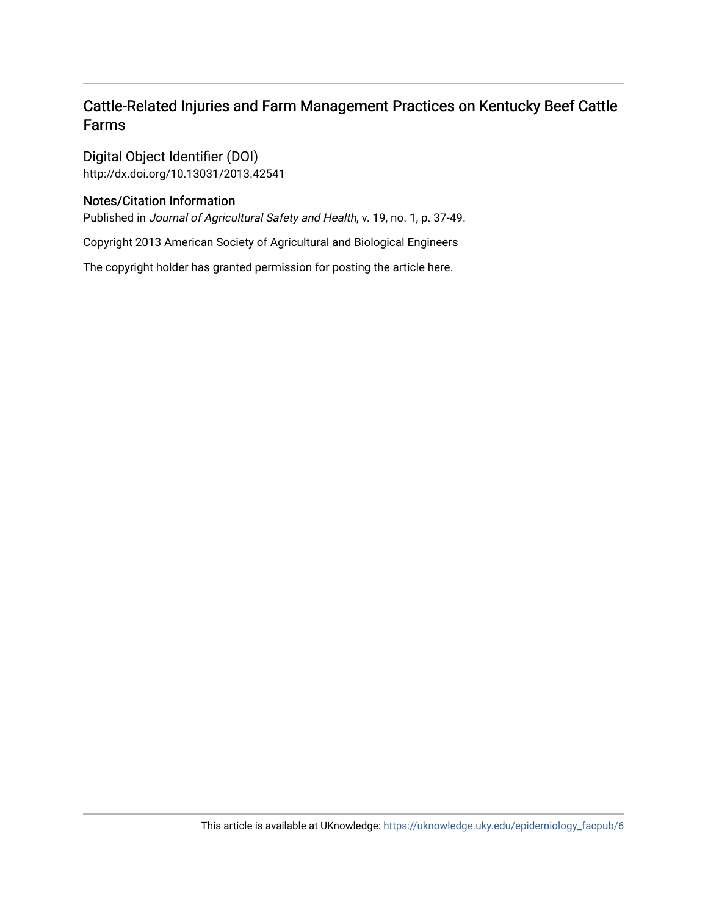# Cattle-Related Injuries and Farm Management Practices on Kentucky Beef Cattle Farms

## Digital Object Identifier (DOI)

http://dx.doi.org/10.13031/2013.42541

### Notes/Citation Information

Published in *Journal of Agricultural Safety and Health*, v. 19, no. 1, p. 37-49.

Copyright 2013 American Society of Agricultural and Biological Engineers

The copyright holder has granted permission for posting the article here.

This article is available at UKnowledge: https://uknowledge.uky.edu/epidemiology_facpub/6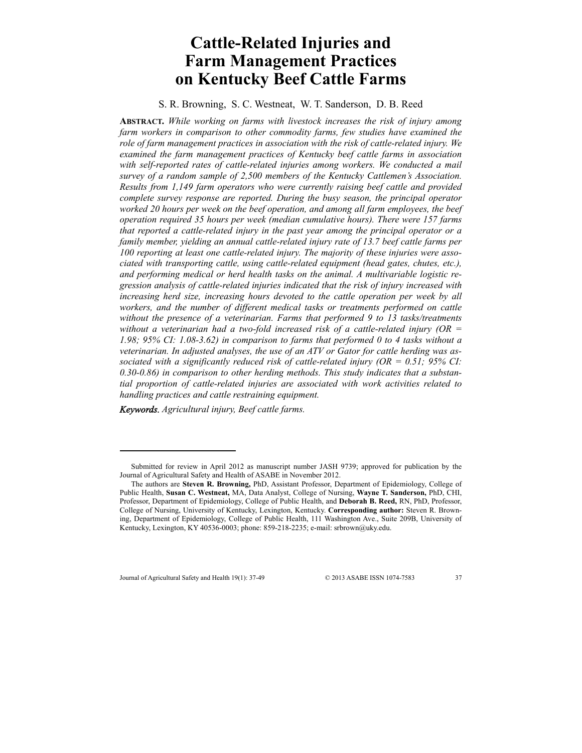# Cattle-Related Injuries and Farm Management Practices on Kentucky Beef Cattle Farms

S. R. Browning, S. C. Westneat, W. T. Sanderson, D. B. Reed

**ABSTRACT.** *While working on farms with livestock increases the risk of injury among farm workers in comparison to other commodity farms, few studies have examined the role of farm management practices in association with the risk of cattle-related injury. We examined the farm management practices of Kentucky beef cattle farms in association with self-reported rates of cattle-related injuries among workers. We conducted a mail survey of a random sample of 2,500 members of the Kentucky Cattlemen's Association. Results from 1,149 farm operators who were currently raising beef cattle and provided complete survey response are reported. During the busy season, the principal operator worked 20 hours per week on the beef operation, and among all farm employees, the beef operation required 35 hours per week (median cumulative hours). There were 157 farms that reported a cattle-related injury in the past year among the principal operator or a family member, yielding an annual cattle-related injury rate of 13.7 beef cattle farms per 100 reporting at least one cattle-related injury. The majority of these injuries were associated with transporting cattle, using cattle-related equipment (head gates, chutes, etc.), and performing medical or herd health tasks on the animal. A multivariable logistic regression analysis of cattle-related injuries indicated that the risk of injury increased with increasing herd size, increasing hours devoted to the cattle operation per week by all workers, and the number of different medical tasks or treatments performed on cattle without the presence of a veterinarian. Farms that performed 9 to 13 tasks/treatments without a veterinarian had a two-fold increased risk of a cattle-related injury (OR = 1.98; 95% CI: 1.08-3.62) in comparison to farms that performed 0 to 4 tasks without a veterinarian. In adjusted analyses, the use of an ATV or Gator for cattle herding was associated with a significantly reduced risk of cattle-related injury (OR = 0.51; 95% CI: 0.30-0.86) in comparison to other herding methods. This study indicates that a substantial proportion of cattle-related injuries are associated with work activities related to handling practices and cattle restraining equipment.*

***Keywords.*** *Agricultural injury, Beef cattle farms.*

---

Submitted for review in April 2012 as manuscript number JASH 9739; approved for publication by the Journal of Agricultural Safety and Health of ASABE in November 2012.

The authors are **Steven R. Browning,** PhD, Assistant Professor, Department of Epidemiology, College of Public Health, **Susan C. Westneat,** MA, Data Analyst, College of Nursing, **Wayne T. Sanderson,** PhD, CHI, Professor, Department of Epidemiology, College of Public Health, and **Deborah B. Reed,** RN, PhD, Professor, College of Nursing, University of Kentucky, Lexington, Kentucky. **Corresponding author:** Steven R. Browning, Department of Epidemiology, College of Public Health, 111 Washington Ave., Suite 209B, University of Kentucky, Lexington, KY 40536-0003; phone: 859-218-2235; e-mail: srbrown@uky.edu.

Journal of Agricultural Safety and Health 19(1): 37-49 © 2013 ASABE ISSN 1074-7583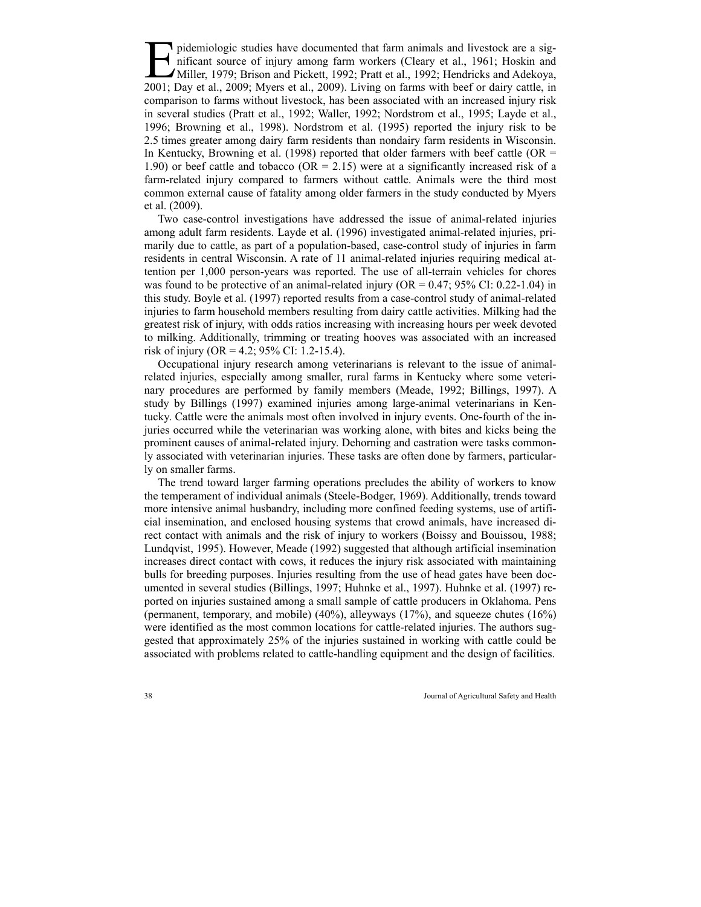Epidemiologic studies have documented that farm animals and livestock are a significant source of injury among farm workers (Cleary et al., 1961; Hoskin and Miller, 1979; Brison and Pickett, 1992; Pratt et al., 1992; Hendricks and Adekoya, 2001; Day et al., 2009; Myers et al., 2009). Living on farms with beef or dairy cattle, in comparison to farms without livestock, has been associated with an increased injury risk in several studies (Pratt et al., 1992; Waller, 1992; Nordstrom et al., 1995; Layde et al., 1996; Browning et al., 1998). Nordstrom et al. (1995) reported the injury risk to be 2.5 times greater among dairy farm residents than nondairy farm residents in Wisconsin. In Kentucky, Browning et al. (1998) reported that older farmers with beef cattle (OR = 1.90) or beef cattle and tobacco (OR = 2.15) were at a significantly increased risk of a farm-related injury compared to farmers without cattle. Animals were the third most common external cause of fatality among older farmers in the study conducted by Myers et al. (2009).

Two case-control investigations have addressed the issue of animal-related injuries among adult farm residents. Layde et al. (1996) investigated animal-related injuries, primarily due to cattle, as part of a population-based, case-control study of injuries in farm residents in central Wisconsin. A rate of 11 animal-related injuries requiring medical attention per 1,000 person-years was reported. The use of all-terrain vehicles for chores was found to be protective of an animal-related injury (OR = 0.47; 95% CI: 0.22-1.04) in this study. Boyle et al. (1997) reported results from a case-control study of animal-related injuries to farm household members resulting from dairy cattle activities. Milking had the greatest risk of injury, with odds ratios increasing with increasing hours per week devoted to milking. Additionally, trimming or treating hooves was associated with an increased risk of injury (OR = 4.2; 95% CI: 1.2-15.4).

Occupational injury research among veterinarians is relevant to the issue of animal-related injuries, especially among smaller, rural farms in Kentucky where some veterinary procedures are performed by family members (Meade, 1992; Billings, 1997). A study by Billings (1997) examined injuries among large-animal veterinarians in Kentucky. Cattle were the animals most often involved in injury events. One-fourth of the injuries occurred while the veterinarian was working alone, with bites and kicks being the prominent causes of animal-related injury. Dehorning and castration were tasks commonly associated with veterinarian injuries. These tasks are often done by farmers, particularly on smaller farms.

The trend toward larger farming operations precludes the ability of workers to know the temperament of individual animals (Steele-Bodger, 1969). Additionally, trends toward more intensive animal husbandry, including more confined feeding systems, use of artificial insemination, and enclosed housing systems that crowd animals, have increased direct contact with animals and the risk of injury to workers (Boissy and Bouissou, 1988; Lundqvist, 1995). However, Meade (1992) suggested that although artificial insemination increases direct contact with cows, it reduces the injury risk associated with maintaining bulls for breeding purposes. Injuries resulting from the use of head gates have been documented in several studies (Billings, 1997; Huhnke et al., 1997). Huhnke et al. (1997) reported on injuries sustained among a small sample of cattle producers in Oklahoma. Pens (permanent, temporary, and mobile) (40%), alleyways (17%), and squeeze chutes (16%) were identified as the most common locations for cattle-related injuries. The authors suggested that approximately 25% of the injuries sustained in working with cattle could be associated with problems related to cattle-handling equipment and the design of facilities.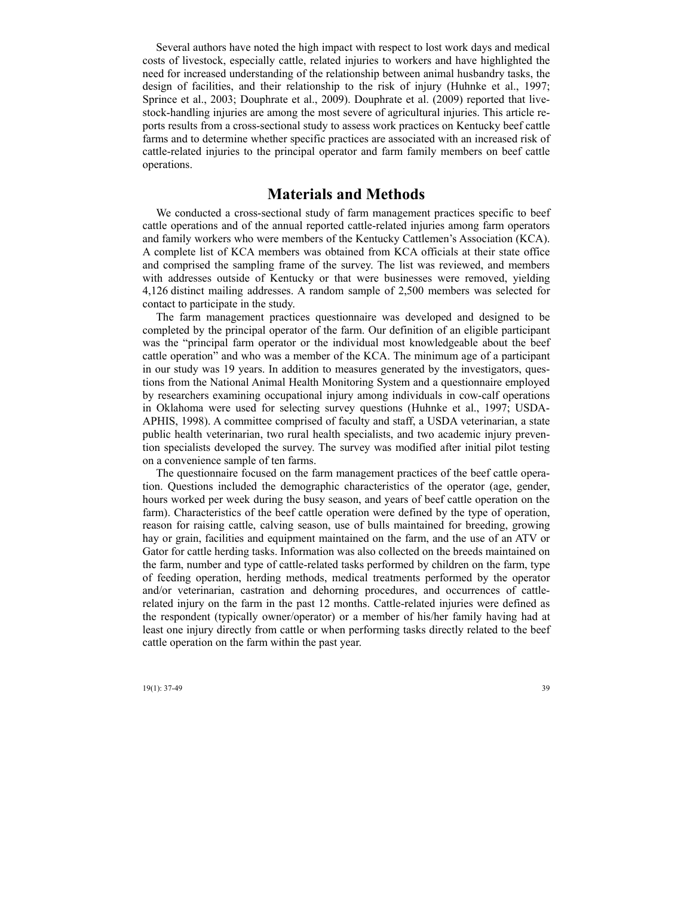Several authors have noted the high impact with respect to lost work days and medical costs of livestock, especially cattle, related injuries to workers and have highlighted the need for increased understanding of the relationship between animal husbandry tasks, the design of facilities, and their relationship to the risk of injury (Huhnke et al., 1997; Sprince et al., 2003; Douphrate et al., 2009). Douphrate et al. (2009) reported that livestock-handling injuries are among the most severe of agricultural injuries. This article reports results from a cross-sectional study to assess work practices on Kentucky beef cattle farms and to determine whether specific practices are associated with an increased risk of cattle-related injuries to the principal operator and farm family members on beef cattle operations.

## Materials and Methods

We conducted a cross-sectional study of farm management practices specific to beef cattle operations and of the annual reported cattle-related injuries among farm operators and family workers who were members of the Kentucky Cattlemen's Association (KCA). A complete list of KCA members was obtained from KCA officials at their state office and comprised the sampling frame of the survey. The list was reviewed, and members with addresses outside of Kentucky or that were businesses were removed, yielding 4,126 distinct mailing addresses. A random sample of 2,500 members was selected for contact to participate in the study.

The farm management practices questionnaire was developed and designed to be completed by the principal operator of the farm. Our definition of an eligible participant was the "principal farm operator or the individual most knowledgeable about the beef cattle operation" and who was a member of the KCA. The minimum age of a participant in our study was 19 years. In addition to measures generated by the investigators, questions from the National Animal Health Monitoring System and a questionnaire employed by researchers examining occupational injury among individuals in cow-calf operations in Oklahoma were used for selecting survey questions (Huhnke et al., 1997; USDA-APHIS, 1998). A committee comprised of faculty and staff, a USDA veterinarian, a state public health veterinarian, two rural health specialists, and two academic injury prevention specialists developed the survey. The survey was modified after initial pilot testing on a convenience sample of ten farms.

The questionnaire focused on the farm management practices of the beef cattle operation. Questions included the demographic characteristics of the operator (age, gender, hours worked per week during the busy season, and years of beef cattle operation on the farm). Characteristics of the beef cattle operation were defined by the type of operation, reason for raising cattle, calving season, use of bulls maintained for breeding, growing hay or grain, facilities and equipment maintained on the farm, and the use of an ATV or Gator for cattle herding tasks. Information was also collected on the breeds maintained on the farm, number and type of cattle-related tasks performed by children on the farm, type of feeding operation, herding methods, medical treatments performed by the operator and/or veterinarian, castration and dehorning procedures, and occurrences of cattle-related injury on the farm in the past 12 months. Cattle-related injuries were defined as the respondent (typically owner/operator) or a member of his/her family having had at least one injury directly from cattle or when performing tasks directly related to the beef cattle operation on the farm within the past year.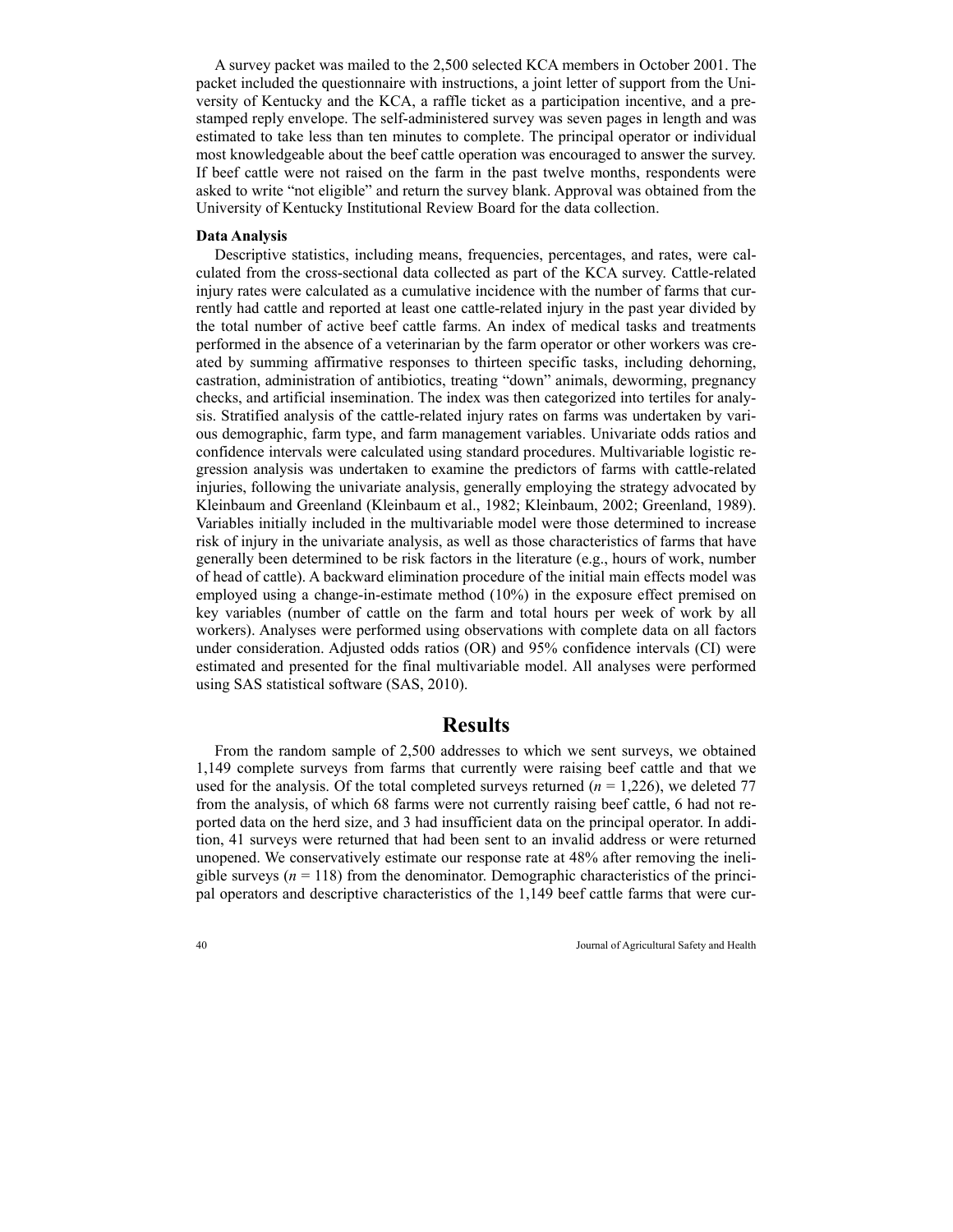A survey packet was mailed to the 2,500 selected KCA members in October 2001. The packet included the questionnaire with instructions, a joint letter of support from the University of Kentucky and the KCA, a raffle ticket as a participation incentive, and a pre-stamped reply envelope. The self-administered survey was seven pages in length and was estimated to take less than ten minutes to complete. The principal operator or individual most knowledgeable about the beef cattle operation was encouraged to answer the survey. If beef cattle were not raised on the farm in the past twelve months, respondents were asked to write "not eligible" and return the survey blank. Approval was obtained from the University of Kentucky Institutional Review Board for the data collection.

### Data Analysis

Descriptive statistics, including means, frequencies, percentages, and rates, were calculated from the cross-sectional data collected as part of the KCA survey. Cattle-related injury rates were calculated as a cumulative incidence with the number of farms that currently had cattle and reported at least one cattle-related injury in the past year divided by the total number of active beef cattle farms. An index of medical tasks and treatments performed in the absence of a veterinarian by the farm operator or other workers was created by summing affirmative responses to thirteen specific tasks, including dehorning, castration, administration of antibiotics, treating "down" animals, deworming, pregnancy checks, and artificial insemination. The index was then categorized into tertiles for analysis. Stratified analysis of the cattle-related injury rates on farms was undertaken by various demographic, farm type, and farm management variables. Univariate odds ratios and confidence intervals were calculated using standard procedures. Multivariable logistic regression analysis was undertaken to examine the predictors of farms with cattle-related injuries, following the univariate analysis, generally employing the strategy advocated by Kleinbaum and Greenland (Kleinbaum et al., 1982; Kleinbaum, 2002; Greenland, 1989). Variables initially included in the multivariable model were those determined to increase risk of injury in the univariate analysis, as well as those characteristics of farms that have generally been determined to be risk factors in the literature (e.g., hours of work, number of head of cattle). A backward elimination procedure of the initial main effects model was employed using a change-in-estimate method (10%) in the exposure effect premised on key variables (number of cattle on the farm and total hours per week of work by all workers). Analyses were performed using observations with complete data on all factors under consideration. Adjusted odds ratios (OR) and 95% confidence intervals (CI) were estimated and presented for the final multivariable model. All analyses were performed using SAS statistical software (SAS, 2010).

## Results

From the random sample of 2,500 addresses to which we sent surveys, we obtained 1,149 complete surveys from farms that currently were raising beef cattle and that we used for the analysis. Of the total completed surveys returned ($n$ = 1,226), we deleted 77 from the analysis, of which 68 farms were not currently raising beef cattle, 6 had not reported data on the herd size, and 3 had insufficient data on the principal operator. In addition, 41 surveys were returned that had been sent to an invalid address or were returned unopened. We conservatively estimate our response rate at 48% after removing the ineligible surveys ($n$ = 118) from the denominator. Demographic characteristics of the principal operators and descriptive characteristics of the 1,149 beef cattle farms that were cur-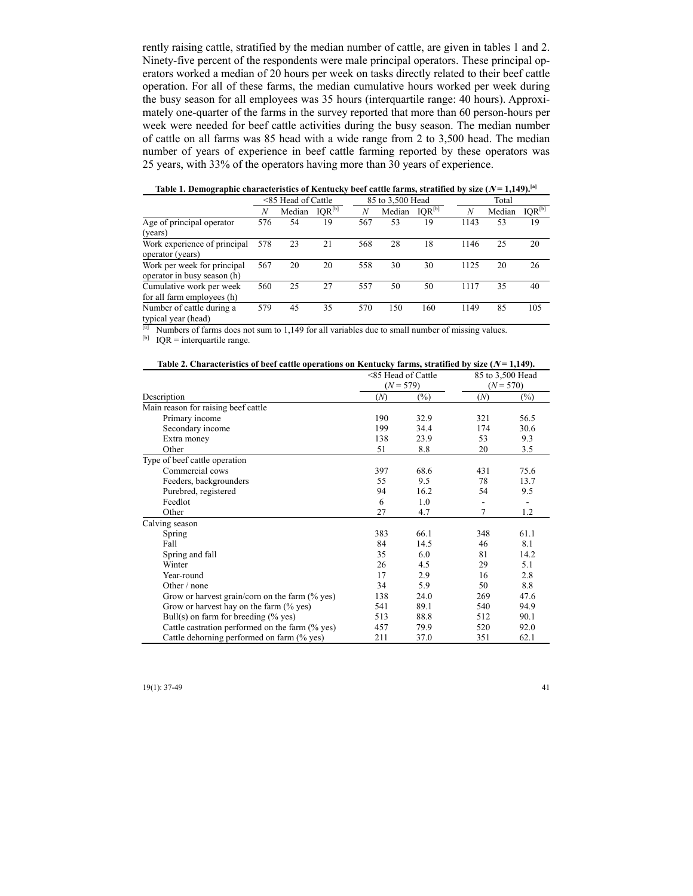rently raising cattle, stratified by the median number of cattle, are given in tables 1 and 2. Ninety-five percent of the respondents were male principal operators. These principal operators worked a median of 20 hours per week on tasks directly related to their beef cattle operation. For all of these farms, the median cumulative hours worked per week during the busy season for all employees was 35 hours (interquartile range: 40 hours). Approximately one-quarter of the farms in the survey reported that more than 60 person-hours per week were needed for beef cattle activities during the busy season. The median number of cattle on all farms was 85 head with a wide range from 2 to 3,500 head. The median number of years of experience in beef cattle farming reported by these operators was 25 years, with 33% of the operators having more than 30 years of experience.

**Table 1. Demographic characteristics of Kentucky beef cattle farms, stratified by size (*N* = 1,149).[a]**

| | <85 Head of Cattle | | | 85 to 3,500 Head | | | Total | | |
|---|---|---|---|---|---|---|---|---|---|
| | *N* | Median | IQR[b] | *N* | Median | IQR[b] | *N* | Median | IQR[b] |
| Age of principal operator (years) | 576 | 54 | 19 | 567 | 53 | 19 | 1143 | 53 | 19 |
| Work experience of principal operator (years) | 578 | 23 | 21 | 568 | 28 | 18 | 1146 | 25 | 20 |
| Work per week for principal operator in busy season (h) | 567 | 20 | 20 | 558 | 30 | 30 | 1125 | 20 | 26 |
| Cumulative work per week for all farm employees (h) | 560 | 25 | 27 | 557 | 50 | 50 | 1117 | 35 | 40 |
| Number of cattle during a typical year (head) | 579 | 45 | 35 | 570 | 150 | 160 | 1149 | 85 | 105 |

[a] Numbers of farms does not sum to 1,149 for all variables due to small number of missing values.
[b] IQR = interquartile range.

**Table 2. Characteristics of beef cattle operations on Kentucky farms, stratified by size (*N* = 1,149).**

| | <85 Head of Cattle (*N* = 579) | | 85 to 3,500 Head (*N* = 570) | |
|---|---|---|---|---|
| Description | (*N*) | (%) | (*N*) | (%) |
| Main reason for raising beef cattle | | | | |
| Primary income | 190 | 32.9 | 321 | 56.5 |
| Secondary income | 199 | 34.4 | 174 | 30.6 |
| Extra money | 138 | 23.9 | 53 | 9.3 |
| Other | 51 | 8.8 | 20 | 3.5 |
| Type of beef cattle operation | | | | |
| Commercial cows | 397 | 68.6 | 431 | 75.6 |
| Feeders, backgrounders | 55 | 9.5 | 78 | 13.7 |
| Purebred, registered | 94 | 16.2 | 54 | 9.5 |
| Feedlot | 6 | 1.0 | - | - |
| Other | 27 | 4.7 | 7 | 1.2 |
| Calving season | | | | |
| Spring | 383 | 66.1 | 348 | 61.1 |
| Fall | 84 | 14.5 | 46 | 8.1 |
| Spring and fall | 35 | 6.0 | 81 | 14.2 |
| Winter | 26 | 4.5 | 29 | 5.1 |
| Year-round | 17 | 2.9 | 16 | 2.8 |
| Other / none | 34 | 5.9 | 50 | 8.8 |
| Grow or harvest grain/corn on the farm (% yes) | 138 | 24.0 | 269 | 47.6 |
| Grow or harvest hay on the farm (% yes) | 541 | 89.1 | 540 | 94.9 |
| Bull(s) on farm for breeding (% yes) | 513 | 88.8 | 512 | 90.1 |
| Cattle castration performed on the farm (% yes) | 457 | 79.9 | 520 | 92.0 |
| Cattle dehorning performed on farm (% yes) | 211 | 37.0 | 351 | 62.1 |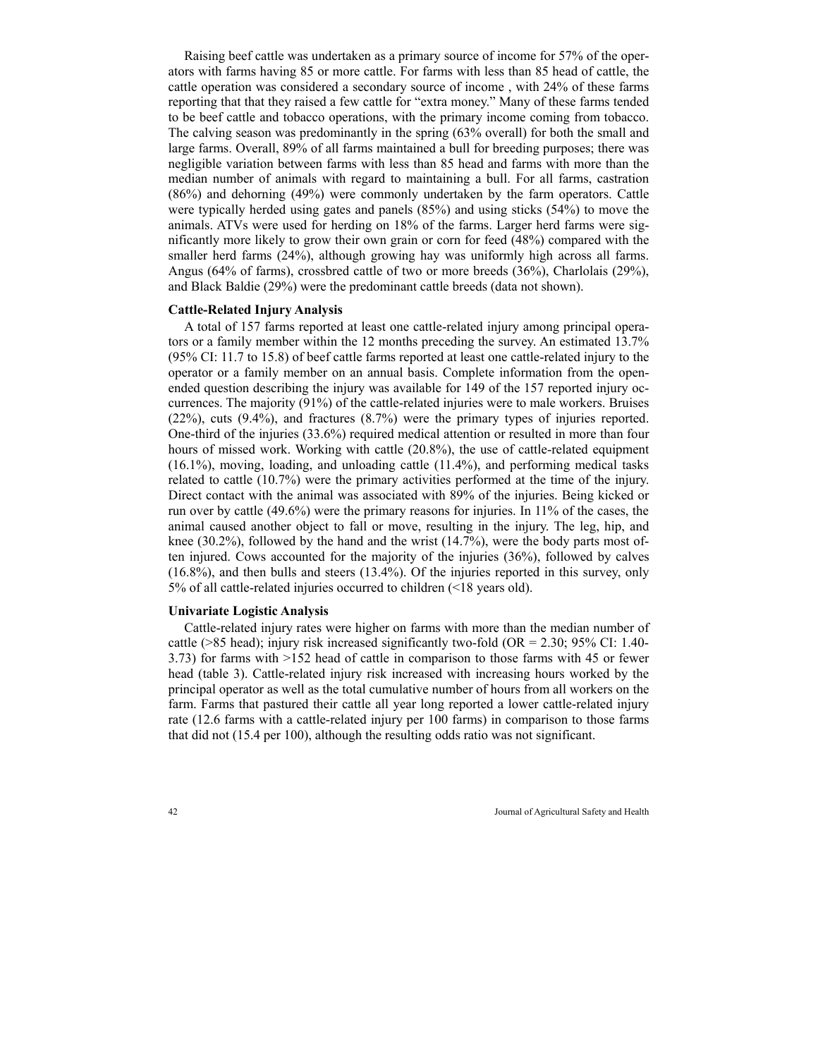Raising beef cattle was undertaken as a primary source of income for 57% of the operators with farms having 85 or more cattle. For farms with less than 85 head of cattle, the cattle operation was considered a secondary source of income , with 24% of these farms reporting that that they raised a few cattle for "extra money." Many of these farms tended to be beef cattle and tobacco operations, with the primary income coming from tobacco. The calving season was predominantly in the spring (63% overall) for both the small and large farms. Overall, 89% of all farms maintained a bull for breeding purposes; there was negligible variation between farms with less than 85 head and farms with more than the median number of animals with regard to maintaining a bull. For all farms, castration (86%) and dehorning (49%) were commonly undertaken by the farm operators. Cattle were typically herded using gates and panels (85%) and using sticks (54%) to move the animals. ATVs were used for herding on 18% of the farms. Larger herd farms were significantly more likely to grow their own grain or corn for feed (48%) compared with the smaller herd farms (24%), although growing hay was uniformly high across all farms. Angus (64% of farms), crossbred cattle of two or more breeds (36%), Charlolais (29%), and Black Baldie (29%) were the predominant cattle breeds (data not shown).

**Cattle-Related Injury Analysis**

A total of 157 farms reported at least one cattle-related injury among principal operators or a family member within the 12 months preceding the survey. An estimated 13.7% (95% CI: 11.7 to 15.8) of beef cattle farms reported at least one cattle-related injury to the operator or a family member on an annual basis. Complete information from the open-ended question describing the injury was available for 149 of the 157 reported injury occurrences. The majority (91%) of the cattle-related injuries were to male workers. Bruises (22%), cuts (9.4%), and fractures (8.7%) were the primary types of injuries reported. One-third of the injuries (33.6%) required medical attention or resulted in more than four hours of missed work. Working with cattle (20.8%), the use of cattle-related equipment (16.1%), moving, loading, and unloading cattle (11.4%), and performing medical tasks related to cattle (10.7%) were the primary activities performed at the time of the injury. Direct contact with the animal was associated with 89% of the injuries. Being kicked or run over by cattle (49.6%) were the primary reasons for injuries. In 11% of the cases, the animal caused another object to fall or move, resulting in the injury. The leg, hip, and knee (30.2%), followed by the hand and the wrist (14.7%), were the body parts most often injured. Cows accounted for the majority of the injuries (36%), followed by calves (16.8%), and then bulls and steers (13.4%). Of the injuries reported in this survey, only 5% of all cattle-related injuries occurred to children (<18 years old).

**Univariate Logistic Analysis**

Cattle-related injury rates were higher on farms with more than the median number of cattle (>85 head); injury risk increased significantly two-fold (OR = 2.30; 95% CI: 1.40-3.73) for farms with >152 head of cattle in comparison to those farms with 45 or fewer head (table 3). Cattle-related injury risk increased with increasing hours worked by the principal operator as well as the total cumulative number of hours from all workers on the farm. Farms that pastured their cattle all year long reported a lower cattle-related injury rate (12.6 farms with a cattle-related injury per 100 farms) in comparison to those farms that did not (15.4 per 100), although the resulting odds ratio was not significant.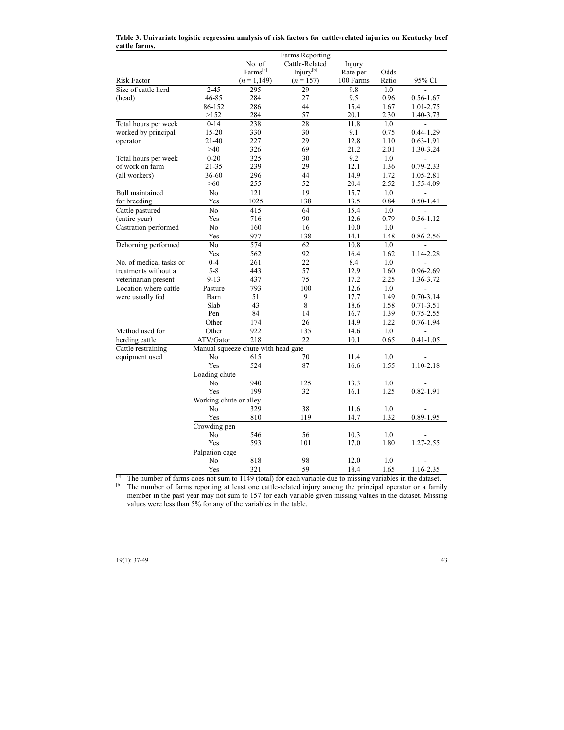**Table 3. Univariate logistic regression analysis of risk factors for cattle-related injuries on Kentucky beef cattle farms.**

| Risk Factor | | No. of Farms[a] ($n$ = 1,149) | Farms Reporting Cattle-Related Injury[b] ($n$ = 157) | Injury Rate per 100 Farms | Odds Ratio | 95% CI |
|---|---|---|---|---|---|---|
| Size of cattle herd (head) | 2-45 | 295 | 29 | 9.8 | 1.0 | - |
| | 46-85 | 284 | 27 | 9.5 | 0.96 | 0.56-1.67 |
| | 86-152 | 286 | 44 | 15.4 | 1.67 | 1.01-2.75 |
| | >152 | 284 | 57 | 20.1 | 2.30 | 1.40-3.73 |
| Total hours per week worked by principal operator | 0-14 | 238 | 28 | 11.8 | 1.0 | - |
| | 15-20 | 330 | 30 | 9.1 | 0.75 | 0.44-1.29 |
| | 21-40 | 227 | 29 | 12.8 | 1.10 | 0.63-1.91 |
| | >40 | 326 | 69 | 21.2 | 2.01 | 1.30-3.24 |
| Total hours per week of work on farm (all workers) | 0-20 | 325 | 30 | 9.2 | 1.0 | - |
| | 21-35 | 239 | 29 | 12.1 | 1.36 | 0.79-2.33 |
| | 36-60 | 296 | 44 | 14.9 | 1.72 | 1.05-2.81 |
| | >60 | 255 | 52 | 20.4 | 2.52 | 1.55-4.09 |
| Bull maintained for breeding | No | 121 | 19 | 15.7 | 1.0 | - |
| | Yes | 1025 | 138 | 13.5 | 0.84 | 0.50-1.41 |
| Cattle pastured (entire year) | No | 415 | 64 | 15.4 | 1.0 | - |
| | Yes | 716 | 90 | 12.6 | 0.79 | 0.56-1.12 |
| Castration performed | No | 160 | 16 | 10.0 | 1.0 | - |
| | Yes | 977 | 138 | 14.1 | 1.48 | 0.86-2.56 |
| Dehorning performed | No | 574 | 62 | 10.8 | 1.0 | - |
| | Yes | 562 | 92 | 16.4 | 1.62 | 1.14-2.28 |
| No. of medical tasks or treatments without a veterinarian present | 0-4 | 261 | 22 | 8.4 | 1.0 | - |
| | 5-8 | 443 | 57 | 12.9 | 1.60 | 0.96-2.69 |
| | 9-13 | 437 | 75 | 17.2 | 2.25 | 1.36-3.72 |
| Location where cattle were usually fed | Pasture | 793 | 100 | 12.6 | 1.0 | - |
| | Barn | 51 | 9 | 17.7 | 1.49 | 0.70-3.14 |
| | Slab | 43 | 8 | 18.6 | 1.58 | 0.71-3.51 |
| | Pen | 84 | 14 | 16.7 | 1.39 | 0.75-2.55 |
| | Other | 174 | 26 | 14.9 | 1.22 | 0.76-1.94 |
| Method used for herding cattle | Other | 922 | 135 | 14.6 | 1.0 | - |
| | ATV/Gator | 218 | 22 | 10.1 | 0.65 | 0.41-1.05 |
| Cattle restraining equipment used | Manual squeeze chute with head gate | | | | | |
| | No | 615 | 70 | 11.4 | 1.0 | - |
| | Yes | 524 | 87 | 16.6 | 1.55 | 1.10-2.18 |
| | Loading chute | | | | | |
| | No | 940 | 125 | 13.3 | 1.0 | - |
| | Yes | 199 | 32 | 16.1 | 1.25 | 0.82-1.91 |
| | Working chute or alley | | | | | |
| | No | 329 | 38 | 11.6 | 1.0 | - |
| | Yes | 810 | 119 | 14.7 | 1.32 | 0.89-1.95 |
| | Crowding pen | | | | | |
| | No | 546 | 56 | 10.3 | 1.0 | - |
| | Yes | 593 | 101 | 17.0 | 1.80 | 1.27-2.55 |
| | Palpation cage | | | | | |
| | No | 818 | 98 | 12.0 | 1.0 | - |
| | Yes | 321 | 59 | 18.4 | 1.65 | 1.16-2.35 |

[a] The number of farms does not sum to 1149 (total) for each variable due to missing variables in the dataset.

[b] The number of farms reporting at least one cattle-related injury among the principal operator or a family member in the past year may not sum to 157 for each variable given missing values in the dataset. Missing values were less than 5% for any of the variables in the table.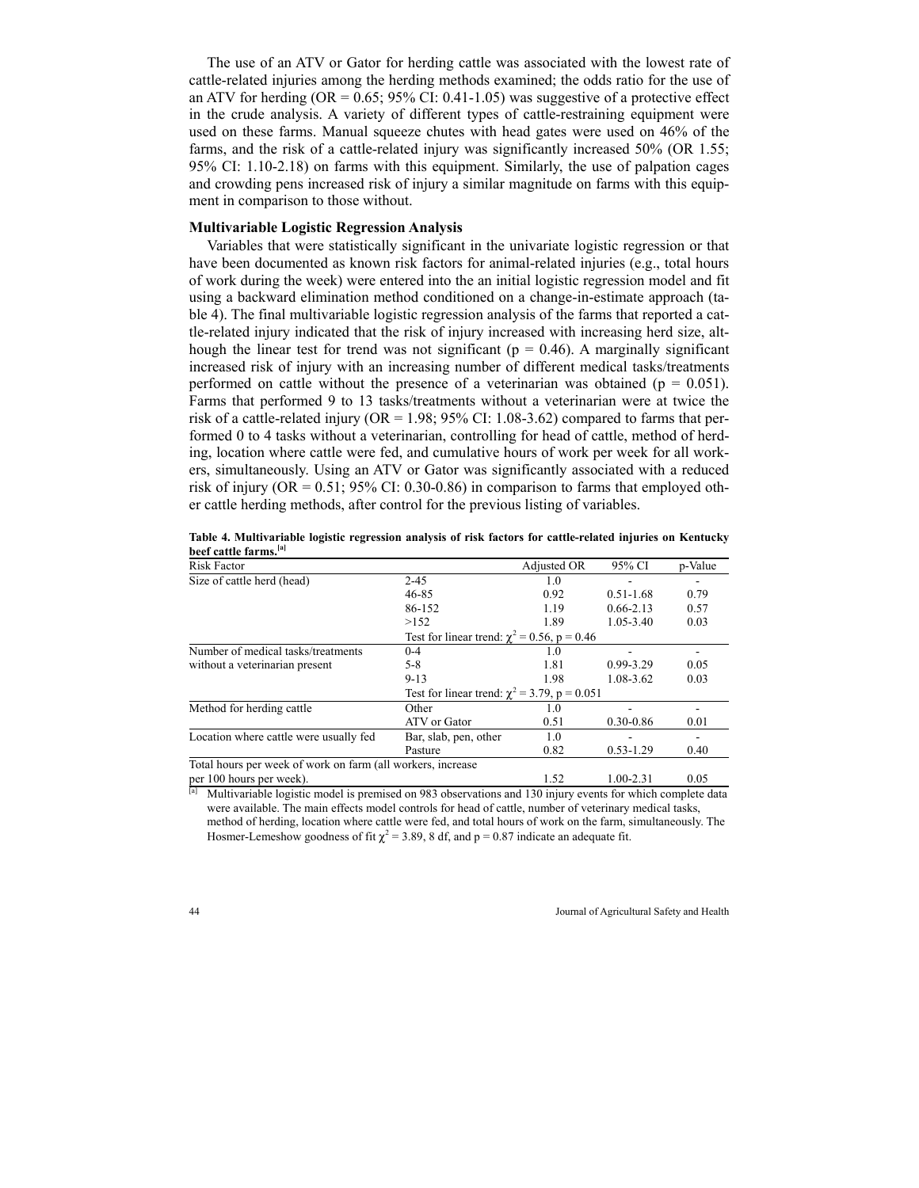The use of an ATV or Gator for herding cattle was associated with the lowest rate of cattle-related injuries among the herding methods examined; the odds ratio for the use of an ATV for herding (OR = 0.65; 95% CI: 0.41-1.05) was suggestive of a protective effect in the crude analysis. A variety of different types of cattle-restraining equipment were used on these farms. Manual squeeze chutes with head gates were used on 46% of the farms, and the risk of a cattle-related injury was significantly increased 50% (OR 1.55; 95% CI: 1.10-2.18) on farms with this equipment. Similarly, the use of palpation cages and crowding pens increased risk of injury a similar magnitude on farms with this equipment in comparison to those without.

### Multivariable Logistic Regression Analysis

Variables that were statistically significant in the univariate logistic regression or that have been documented as known risk factors for animal-related injuries (e.g., total hours of work during the week) were entered into the an initial logistic regression model and fit using a backward elimination method conditioned on a change-in-estimate approach (table 4). The final multivariable logistic regression analysis of the farms that reported a cattle-related injury indicated that the risk of injury increased with increasing herd size, although the linear test for trend was not significant ($p = 0.46$). A marginally significant increased risk of injury with an increasing number of different medical tasks/treatments performed on cattle without the presence of a veterinarian was obtained ($p = 0.051$). Farms that performed 9 to 13 tasks/treatments without a veterinarian were at twice the risk of a cattle-related injury (OR = 1.98; 95% CI: 1.08-3.62) compared to farms that performed 0 to 4 tasks without a veterinarian, controlling for head of cattle, method of herding, location where cattle were fed, and cumulative hours of work per week for all workers, simultaneously. Using an ATV or Gator was significantly associated with a reduced risk of injury (OR = 0.51; 95% CI: 0.30-0.86) in comparison to farms that employed other cattle herding methods, after control for the previous listing of variables.

**Table 4. Multivariable logistic regression analysis of risk factors for cattle-related injuries on Kentucky beef cattle farms.[a]**

| Risk Factor | | Adjusted OR | 95% CI | p-Value |
|---|---|---|---|---|
| Size of cattle herd (head) | 2-45 | 1.0 | - | - |
| | 46-85 | 0.92 | 0.51-1.68 | 0.79 |
| | 86-152 | 1.19 | 0.66-2.13 | 0.57 |
| | >152 | 1.89 | 1.05-3.40 | 0.03 |
| | Test for linear trend: $\chi^2 = 0.56$, $p = 0.46$ | | | |
| Number of medical tasks/treatments without a veterinarian present | 0-4 | 1.0 | - | - |
| | 5-8 | 1.81 | 0.99-3.29 | 0.05 |
| | 9-13 | 1.98 | 1.08-3.62 | 0.03 |
| | Test for linear trend: $\chi^2 = 3.79$, $p = 0.051$ | | | |
| Method for herding cattle | Other | 1.0 | - | - |
| | ATV or Gator | 0.51 | 0.30-0.86 | 0.01 |
| Location where cattle were usually fed | Bar, slab, pen, other | 1.0 | - | - |
| | Pasture | 0.82 | 0.53-1.29 | 0.40 |
| Total hours per week of work on farm (all workers, increase per 100 hours per week). | | 1.52 | 1.00-2.31 | 0.05 |

[a] Multivariable logistic model is premised on 983 observations and 130 injury events for which complete data were available. The main effects model controls for head of cattle, number of veterinary medical tasks, method of herding, location where cattle were fed, and total hours of work on the farm, simultaneously. The Hosmer-Lemeshow goodness of fit $\chi^2 = 3.89$, 8 df, and $p = 0.87$ indicate an adequate fit.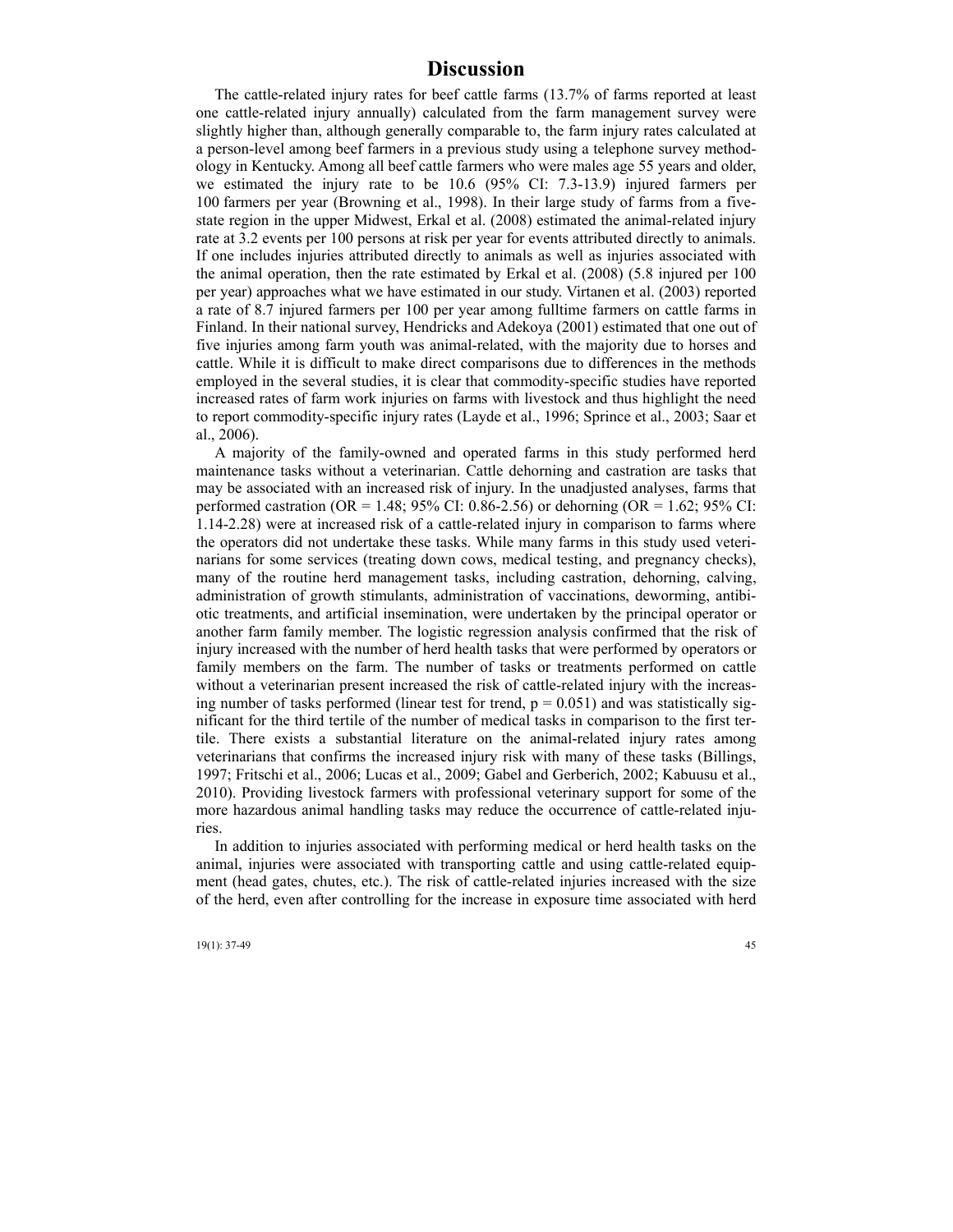## Discussion

The cattle-related injury rates for beef cattle farms (13.7% of farms reported at least one cattle-related injury annually) calculated from the farm management survey were slightly higher than, although generally comparable to, the farm injury rates calculated at a person-level among beef farmers in a previous study using a telephone survey methodology in Kentucky. Among all beef cattle farmers who were males age 55 years and older, we estimated the injury rate to be 10.6 (95% CI: 7.3-13.9) injured farmers per 100 farmers per year (Browning et al., 1998). In their large study of farms from a five-state region in the upper Midwest, Erkal et al. (2008) estimated the animal-related injury rate at 3.2 events per 100 persons at risk per year for events attributed directly to animals. If one includes injuries attributed directly to animals as well as injuries associated with the animal operation, then the rate estimated by Erkal et al. (2008) (5.8 injured per 100 per year) approaches what we have estimated in our study. Virtanen et al. (2003) reported a rate of 8.7 injured farmers per 100 per year among fulltime farmers on cattle farms in Finland. In their national survey, Hendricks and Adekoya (2001) estimated that one out of five injuries among farm youth was animal-related, with the majority due to horses and cattle. While it is difficult to make direct comparisons due to differences in the methods employed in the several studies, it is clear that commodity-specific studies have reported increased rates of farm work injuries on farms with livestock and thus highlight the need to report commodity-specific injury rates (Layde et al., 1996; Sprince et al., 2003; Saar et al., 2006).

A majority of the family-owned and operated farms in this study performed herd maintenance tasks without a veterinarian. Cattle dehorning and castration are tasks that may be associated with an increased risk of injury. In the unadjusted analyses, farms that performed castration (OR = 1.48; 95% CI: 0.86-2.56) or dehorning (OR = 1.62; 95% CI: 1.14-2.28) were at increased risk of a cattle-related injury in comparison to farms where the operators did not undertake these tasks. While many farms in this study used veterinarians for some services (treating down cows, medical testing, and pregnancy checks), many of the routine herd management tasks, including castration, dehorning, calving, administration of growth stimulants, administration of vaccinations, deworming, antibiotic treatments, and artificial insemination, were undertaken by the principal operator or another farm family member. The logistic regression analysis confirmed that the risk of injury increased with the number of herd health tasks that were performed by operators or family members on the farm. The number of tasks or treatments performed on cattle without a veterinarian present increased the risk of cattle-related injury with the increasing number of tasks performed (linear test for trend, $p = 0.051$) and was statistically significant for the third tertile of the number of medical tasks in comparison to the first tertile. There exists a substantial literature on the animal-related injury rates among veterinarians that confirms the increased injury risk with many of these tasks (Billings, 1997; Fritschi et al., 2006; Lucas et al., 2009; Gabel and Gerberich, 2002; Kabuusu et al., 2010). Providing livestock farmers with professional veterinary support for some of the more hazardous animal handling tasks may reduce the occurrence of cattle-related injuries.

In addition to injuries associated with performing medical or herd health tasks on the animal, injuries were associated with transporting cattle and using cattle-related equipment (head gates, chutes, etc.). The risk of cattle-related injuries increased with the size of the herd, even after controlling for the increase in exposure time associated with herd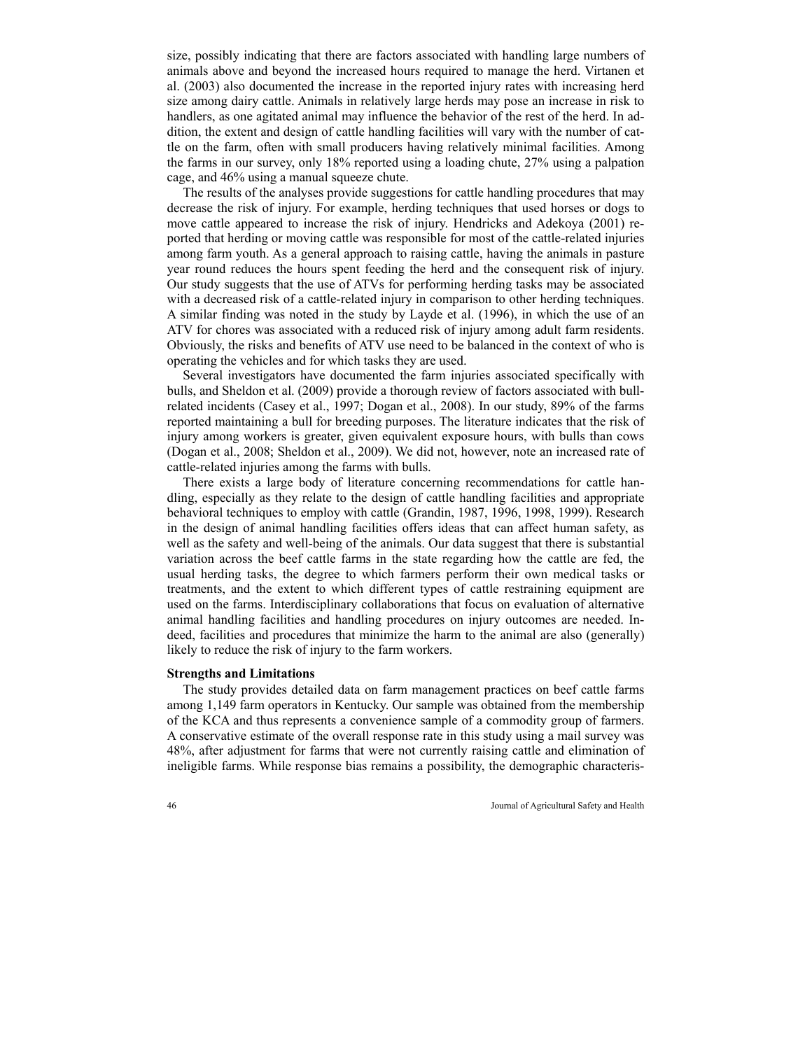size, possibly indicating that there are factors associated with handling large numbers of animals above and beyond the increased hours required to manage the herd. Virtanen et al. (2003) also documented the increase in the reported injury rates with increasing herd size among dairy cattle. Animals in relatively large herds may pose an increase in risk to handlers, as one agitated animal may influence the behavior of the rest of the herd. In addition, the extent and design of cattle handling facilities will vary with the number of cattle on the farm, often with small producers having relatively minimal facilities. Among the farms in our survey, only 18% reported using a loading chute, 27% using a palpation cage, and 46% using a manual squeeze chute.

The results of the analyses provide suggestions for cattle handling procedures that may decrease the risk of injury. For example, herding techniques that used horses or dogs to move cattle appeared to increase the risk of injury. Hendricks and Adekoya (2001) reported that herding or moving cattle was responsible for most of the cattle-related injuries among farm youth. As a general approach to raising cattle, having the animals in pasture year round reduces the hours spent feeding the herd and the consequent risk of injury. Our study suggests that the use of ATVs for performing herding tasks may be associated with a decreased risk of a cattle-related injury in comparison to other herding techniques. A similar finding was noted in the study by Layde et al. (1996), in which the use of an ATV for chores was associated with a reduced risk of injury among adult farm residents. Obviously, the risks and benefits of ATV use need to be balanced in the context of who is operating the vehicles and for which tasks they are used.

Several investigators have documented the farm injuries associated specifically with bulls, and Sheldon et al. (2009) provide a thorough review of factors associated with bull-related incidents (Casey et al., 1997; Dogan et al., 2008). In our study, 89% of the farms reported maintaining a bull for breeding purposes. The literature indicates that the risk of injury among workers is greater, given equivalent exposure hours, with bulls than cows (Dogan et al., 2008; Sheldon et al., 2009). We did not, however, note an increased rate of cattle-related injuries among the farms with bulls.

There exists a large body of literature concerning recommendations for cattle handling, especially as they relate to the design of cattle handling facilities and appropriate behavioral techniques to employ with cattle (Grandin, 1987, 1996, 1998, 1999). Research in the design of animal handling facilities offers ideas that can affect human safety, as well as the safety and well-being of the animals. Our data suggest that there is substantial variation across the beef cattle farms in the state regarding how the cattle are fed, the usual herding tasks, the degree to which farmers perform their own medical tasks or treatments, and the extent to which different types of cattle restraining equipment are used on the farms. Interdisciplinary collaborations that focus on evaluation of alternative animal handling facilities and handling procedures on injury outcomes are needed. Indeed, facilities and procedures that minimize the harm to the animal are also (generally) likely to reduce the risk of injury to the farm workers.

**Strengths and Limitations**

The study provides detailed data on farm management practices on beef cattle farms among 1,149 farm operators in Kentucky. Our sample was obtained from the membership of the KCA and thus represents a convenience sample of a commodity group of farmers. A conservative estimate of the overall response rate in this study using a mail survey was 48%, after adjustment for farms that were not currently raising cattle and elimination of ineligible farms. While response bias remains a possibility, the demographic characteris-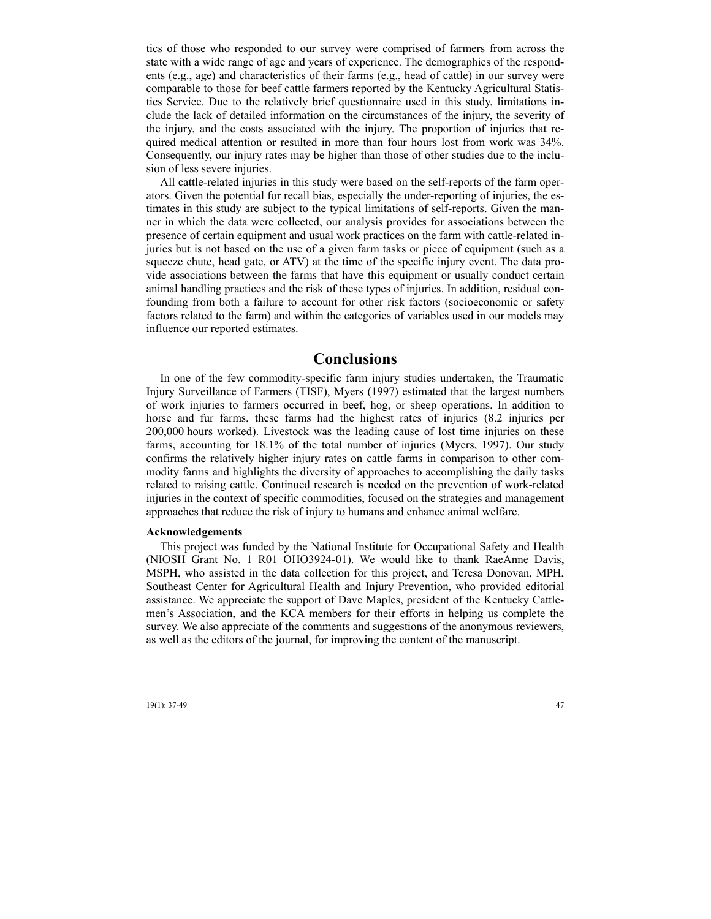tics of those who responded to our survey were comprised of farmers from across the state with a wide range of age and years of experience. The demographics of the respondents (e.g., age) and characteristics of their farms (e.g., head of cattle) in our survey were comparable to those for beef cattle farmers reported by the Kentucky Agricultural Statistics Service. Due to the relatively brief questionnaire used in this study, limitations include the lack of detailed information on the circumstances of the injury, the severity of the injury, and the costs associated with the injury. The proportion of injuries that required medical attention or resulted in more than four hours lost from work was 34%. Consequently, our injury rates may be higher than those of other studies due to the inclusion of less severe injuries.

All cattle-related injuries in this study were based on the self-reports of the farm operators. Given the potential for recall bias, especially the under-reporting of injuries, the estimates in this study are subject to the typical limitations of self-reports. Given the manner in which the data were collected, our analysis provides for associations between the presence of certain equipment and usual work practices on the farm with cattle-related injuries but is not based on the use of a given farm tasks or piece of equipment (such as a squeeze chute, head gate, or ATV) at the time of the specific injury event. The data provide associations between the farms that have this equipment or usually conduct certain animal handling practices and the risk of these types of injuries. In addition, residual confounding from both a failure to account for other risk factors (socioeconomic or safety factors related to the farm) and within the categories of variables used in our models may influence our reported estimates.

# Conclusions

In one of the few commodity-specific farm injury studies undertaken, the Traumatic Injury Surveillance of Farmers (TISF), Myers (1997) estimated that the largest numbers of work injuries to farmers occurred in beef, hog, or sheep operations. In addition to horse and fur farms, these farms had the highest rates of injuries (8.2 injuries per 200,000 hours worked). Livestock was the leading cause of lost time injuries on these farms, accounting for 18.1% of the total number of injuries (Myers, 1997). Our study confirms the relatively higher injury rates on cattle farms in comparison to other commodity farms and highlights the diversity of approaches to accomplishing the daily tasks related to raising cattle. Continued research is needed on the prevention of work-related injuries in the context of specific commodities, focused on the strategies and management approaches that reduce the risk of injury to humans and enhance animal welfare.

### Acknowledgements

This project was funded by the National Institute for Occupational Safety and Health (NIOSH Grant No. 1 R01 OHO3924-01). We would like to thank RaeAnne Davis, MSPH, who assisted in the data collection for this project, and Teresa Donovan, MPH, Southeast Center for Agricultural Health and Injury Prevention, who provided editorial assistance. We appreciate the support of Dave Maples, president of the Kentucky Cattlemen's Association, and the KCA members for their efforts in helping us complete the survey. We also appreciate of the comments and suggestions of the anonymous reviewers, as well as the editors of the journal, for improving the content of the manuscript.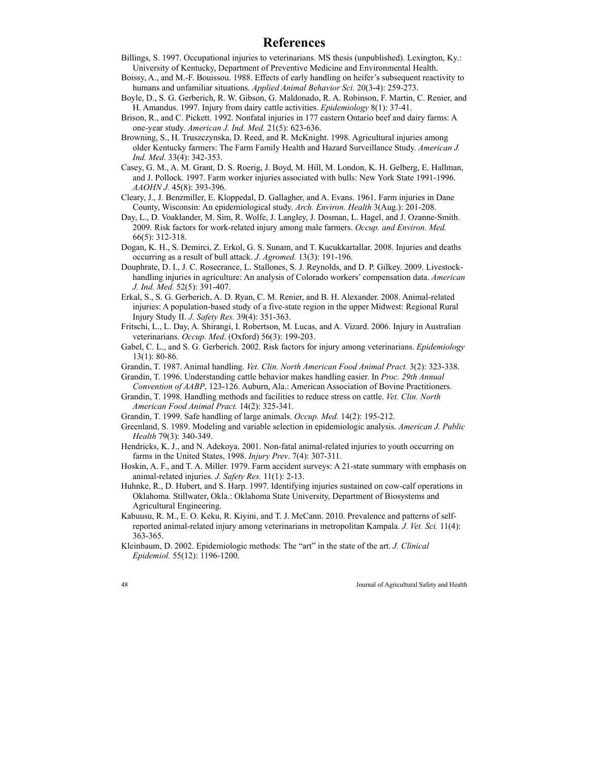# References

Billings, S. 1997. Occupational injuries to veterinarians. MS thesis (unpublished). Lexington, Ky.: University of Kentucky, Department of Preventive Medicine and Environmental Health.

Boissy, A., and M.-F. Bouissou. 1988. Effects of early handling on heifer's subsequent reactivity to humans and unfamiliar situations. *Applied Animal Behavior Sci.* 20(3-4): 259-273.

Boyle, D., S. G. Gerberich, R. W. Gibson, G. Maldonado, R. A. Robinson, F. Martin, C. Renier, and H. Amandus. 1997. Injury from dairy cattle activities. *Epidemiology* 8(1): 37-41.

Brison, R., and C. Pickett. 1992. Nonfatal injuries in 177 eastern Ontario beef and dairy farms: A one-year study. *American J. Ind. Med.* 21(5): 623-636.

Browning, S., H. Truszczynska, D. Reed, and R. McKnight. 1998. Agricultural injuries among older Kentucky farmers: The Farm Family Health and Hazard Surveillance Study. *American J. Ind. Med.* 33(4): 342-353.

Casey, G. M., A. M. Grant, D. S. Roerig, J. Boyd, M. Hill, M. London, K. H. Gelberg, E. Hallman, and J. Pollock. 1997. Farm worker injuries associated with bulls: New York State 1991-1996. *AAOHN J.* 45(8): 393-396.

Cleary, J., J. Benzmiller, E. Kloppedal, D. Gallagher, and A. Evans. 1961. Farm injuries in Dane County, Wisconsin: An epidemiological study. *Arch. Environ. Health* 3(Aug.): 201-208.

Day, L., D. Voaklander, M. Sim, R. Wolfe, J. Langley, J. Dosman, L. Hagel, and J. Ozanne-Smith. 2009. Risk factors for work-related injury among male farmers. *Occup. and Environ. Med.* 66(5): 312-318.

Dogan, K. H., S. Demirci, Z. Erkol, G. S. Sunam, and T. Kucukkartallar. 2008. Injuries and deaths occurring as a result of bull attack. *J. Agromed.* 13(3): 191-196.

Douphrate, D. I., J. C. Rosecrance, L. Stallones, S. J. Reynolds, and D. P. Gilkey. 2009. Livestock-handling injuries in agriculture: An analysis of Colorado workers' compensation data. *American J. Ind. Med.* 52(5): 391-407.

Erkal, S., S. G. Gerberich, A. D. Ryan, C. M. Renier, and B. H. Alexander. 2008. Animal-related injuries: A population-based study of a five-state region in the upper Midwest: Regional Rural Injury Study II. *J. Safety Res.* 39(4): 351-363.

Fritschi, L., L. Day, A. Shirangi, I. Robertson, M. Lucas, and A. Vizard. 2006. Injury in Australian veterinarians. *Occup. Med*. (Oxford) 56(3): 199-203.

Gabel, C. L., and S. G. Gerberich. 2002. Risk factors for injury among veterinarians. *Epidemiology* 13(1): 80-86.

Grandin, T. 1987. Animal handling. *Vet. Clin. North American Food Animal Pract.* 3(2): 323-338.

Grandin, T. 1996. Understanding cattle behavior makes handling easier. In *Proc. 29th Annual Convention of AABP*, 123-126. Auburn, Ala.: American Association of Bovine Practitioners.

Grandin, T. 1998. Handling methods and facilities to reduce stress on cattle. *Vet. Clin. North American Food Animal Pract.* 14(2): 325-341.

Grandin, T. 1999. Safe handling of large animals. *Occup. Med.* 14(2): 195-212.

Greenland, S. 1989. Modeling and variable selection in epidemiologic analysis. *American J. Public Health* 79(3): 340-349.

Hendricks, K. J., and N. Adekoya. 2001. Non-fatal animal-related injuries to youth occurring on farms in the United States, 1998. *Injury Prev*. 7(4): 307-311.

Hoskin, A. F., and T. A. Miller. 1979. Farm accident surveys: A 21-state summary with emphasis on animal-related injuries. *J. Safety Res.* 11(1): 2-13.

Huhnke, R., D. Hubert, and S. Harp. 1997. Identifying injuries sustained on cow-calf operations in Oklahoma. Stillwater, Okla.: Oklahoma State University, Department of Biosystems and Agricultural Engineering.

Kabuusu, R. M., E. O. Keku, R. Kiyini, and T. J. McCann. 2010. Prevalence and patterns of self-reported animal-related injury among veterinarians in metropolitan Kampala. *J. Vet. Sci.* 11(4): 363-365.

Kleinbaum, D. 2002. Epidemiologic methods: The "art" in the state of the art. *J. Clinical Epidemiol.* 55(12): 1196-1200.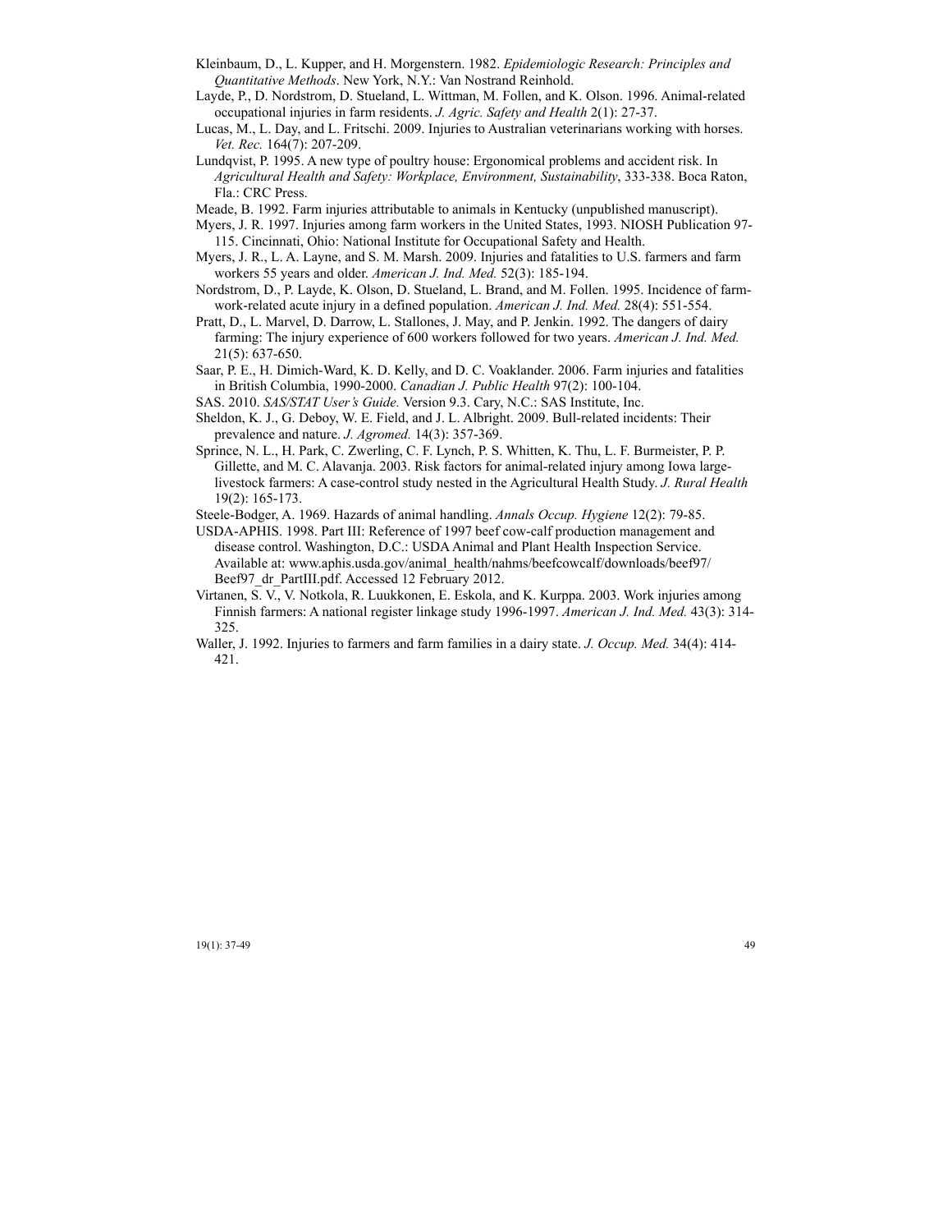Kleinbaum, D., L. Kupper, and H. Morgenstern. 1982. *Epidemiologic Research: Principles and Quantitative Methods*. New York, N.Y.: Van Nostrand Reinhold.

Layde, P., D. Nordstrom, D. Stueland, L. Wittman, M. Follen, and K. Olson. 1996. Animal-related occupational injuries in farm residents. *J. Agric. Safety and Health* 2(1): 27-37.

Lucas, M., L. Day, and L. Fritschi. 2009. Injuries to Australian veterinarians working with horses. *Vet. Rec.* 164(7): 207-209.

Lundqvist, P. 1995. A new type of poultry house: Ergonomical problems and accident risk. In *Agricultural Health and Safety: Workplace, Environment, Sustainability*, 333-338. Boca Raton, Fla.: CRC Press.

Meade, B. 1992. Farm injuries attributable to animals in Kentucky (unpublished manuscript).

Myers, J. R. 1997. Injuries among farm workers in the United States, 1993. NIOSH Publication 97-115. Cincinnati, Ohio: National Institute for Occupational Safety and Health.

Myers, J. R., L. A. Layne, and S. M. Marsh. 2009. Injuries and fatalities to U.S. farmers and farm workers 55 years and older. *American J. Ind. Med.* 52(3): 185-194.

Nordstrom, D., P. Layde, K. Olson, D. Stueland, L. Brand, and M. Follen. 1995. Incidence of farm-work-related acute injury in a defined population. *American J. Ind. Med.* 28(4): 551-554.

Pratt, D., L. Marvel, D. Darrow, L. Stallones, J. May, and P. Jenkin. 1992. The dangers of dairy farming: The injury experience of 600 workers followed for two years. *American J. Ind. Med.* 21(5): 637-650.

Saar, P. E., H. Dimich-Ward, K. D. Kelly, and D. C. Voaklander. 2006. Farm injuries and fatalities in British Columbia, 1990-2000. *Canadian J. Public Health* 97(2): 100-104.

SAS. 2010. *SAS/STAT User's Guide.* Version 9.3. Cary, N.C.: SAS Institute, Inc.

Sheldon, K. J., G. Deboy, W. E. Field, and J. L. Albright. 2009. Bull-related incidents: Their prevalence and nature. *J. Agromed.* 14(3): 357-369.

Sprince, N. L., H. Park, C. Zwerling, C. F. Lynch, P. S. Whitten, K. Thu, L. F. Burmeister, P. P. Gillette, and M. C. Alavanja. 2003. Risk factors for animal-related injury among Iowa large-livestock farmers: A case-control study nested in the Agricultural Health Study. *J. Rural Health* 19(2): 165-173.

Steele-Bodger, A. 1969. Hazards of animal handling. *Annals Occup. Hygiene* 12(2): 79-85.

USDA-APHIS. 1998. Part III: Reference of 1997 beef cow-calf production management and disease control. Washington, D.C.: USDA Animal and Plant Health Inspection Service. Available at: www.aphis.usda.gov/animal_health/nahms/beefcowcalf/downloads/beef97/Beef97_dr_PartIII.pdf. Accessed 12 February 2012.

Virtanen, S. V., V. Notkola, R. Luukkonen, E. Eskola, and K. Kurppa. 2003. Work injuries among Finnish farmers: A national register linkage study 1996-1997. *American J. Ind. Med.* 43(3): 314-325.

Waller, J. 1992. Injuries to farmers and farm families in a dairy state. *J. Occup. Med.* 34(4): 414-421.